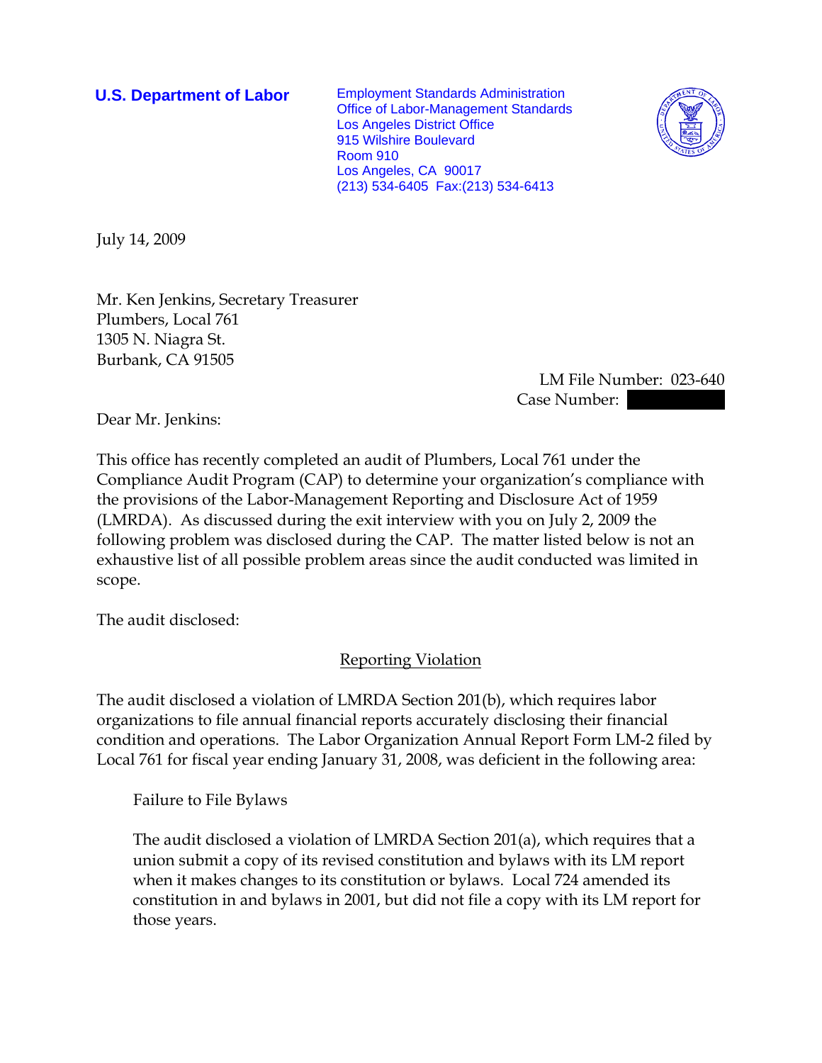**U.S. Department of Labor**

Employment Standards Administration
Office of Labor-Management Standards
Los Angeles District Office
915 Wilshire Boulevard
Room 910
Los Angeles, CA 90017
(213) 534-6405 Fax:(213) 534-6413

July 14, 2009

Mr. Ken Jenkins, Secretary Treasurer
Plumbers, Local 761
1305 N. Niagra St.
Burbank, CA 91505

LM File Number: 023-640
Case Number: 

Dear Mr. Jenkins:

This office has recently completed an audit of Plumbers, Local 761 under the Compliance Audit Program (CAP) to determine your organization's compliance with the provisions of the Labor-Management Reporting and Disclosure Act of 1959 (LMRDA). As discussed during the exit interview with you on July 2, 2009 the following problem was disclosed during the CAP. The matter listed below is not an exhaustive list of all possible problem areas since the audit conducted was limited in scope.

The audit disclosed:

<u>Reporting Violation</u>

The audit disclosed a violation of LMRDA Section 201(b), which requires labor organizations to file annual financial reports accurately disclosing their financial condition and operations. The Labor Organization Annual Report Form LM-2 filed by Local 761 for fiscal year ending January 31, 2008, was deficient in the following area:

Failure to File Bylaws

The audit disclosed a violation of LMRDA Section 201(a), which requires that a union submit a copy of its revised constitution and bylaws with its LM report when it makes changes to its constitution or bylaws. Local 724 amended its constitution in and bylaws in 2001, but did not file a copy with its LM report for those years.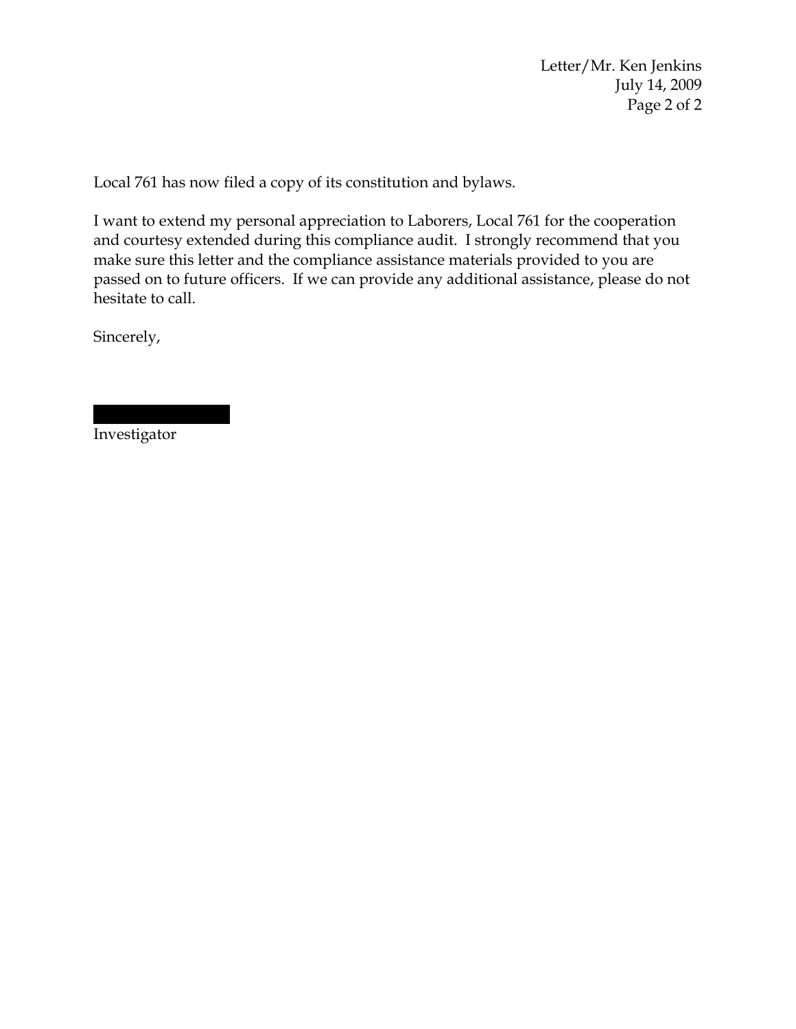Local 761 has now filed a copy of its constitution and bylaws.

I want to extend my personal appreciation to Laborers, Local 761 for the cooperation and courtesy extended during this compliance audit. I strongly recommend that you make sure this letter and the compliance assistance materials provided to you are passed on to future officers. If we can provide any additional assistance, please do not hesitate to call.

Sincerely,

Investigator